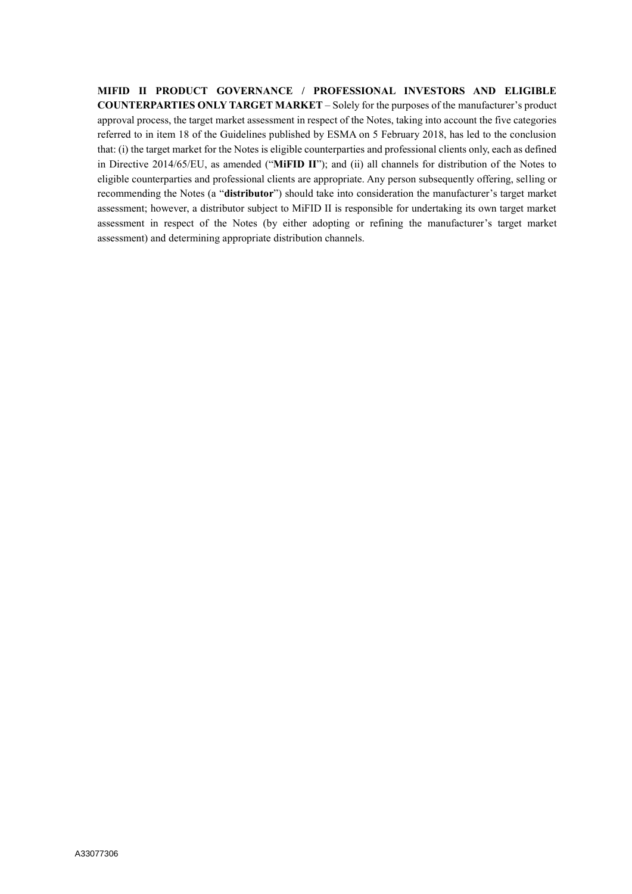**MIFID II PRODUCT GOVERNANCE / PROFESSIONAL INVESTORS AND ELIGIBLE COUNTERPARTIES ONLY TARGET MARKET** – Solely for the purposes of the manufacturer's product approval process, the target market assessment in respect of the Notes, taking into account the five categories referred to in item 18 of the Guidelines published by ESMA on 5 February 2018, has led to the conclusion that: (i) the target market for the Notes is eligible counterparties and professional clients only, each as defined in Directive 2014/65/EU, as amended ("**MiFID II**"); and (ii) all channels for distribution of the Notes to eligible counterparties and professional clients are appropriate. Any person subsequently offering, selling or recommending the Notes (a "**distributor**") should take into consideration the manufacturer's target market assessment; however, a distributor subject to MiFID II is responsible for undertaking its own target market assessment in respect of the Notes (by either adopting or refining the manufacturer's target market assessment) and determining appropriate distribution channels.

A33077306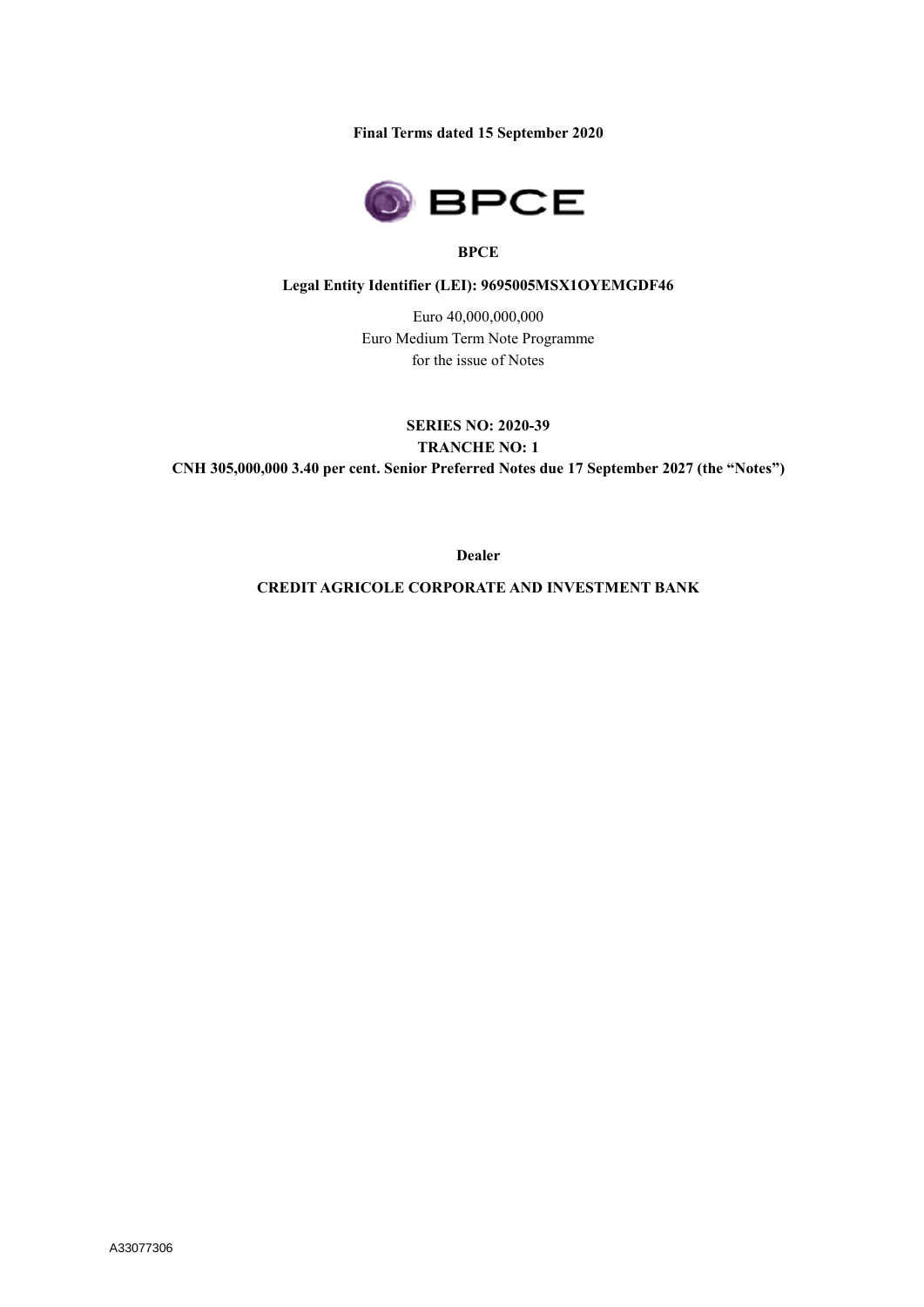**Final Terms dated 15 September 2020**

**BPCE**

**Legal Entity Identifier (LEI): 9695005MSX1OYEMGDF46**

Euro 40,000,000,000
Euro Medium Term Note Programme
for the issue of Notes

**SERIES NO: 2020-39**
**TRANCHE NO: 1**
**CNH 305,000,000 3.40 per cent. Senior Preferred Notes due 17 September 2027 (the "Notes")**

**Dealer**

**CREDIT AGRICOLE CORPORATE AND INVESTMENT BANK**

A33077306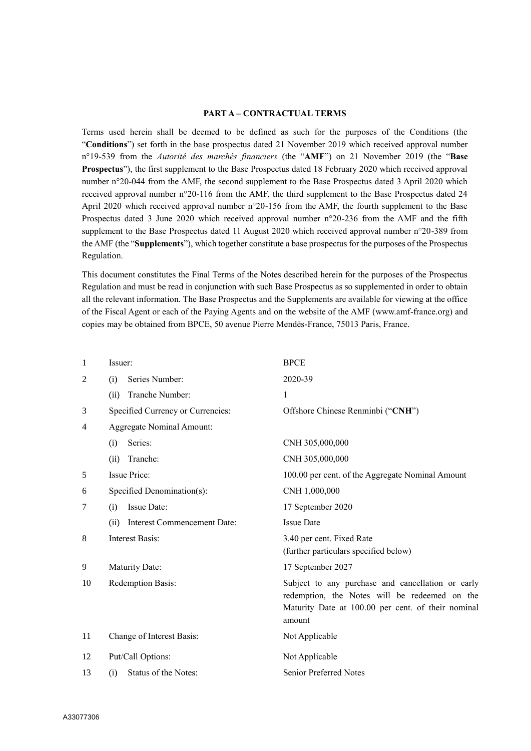## PART A – CONTRACTUAL TERMS

Terms used herein shall be deemed to be defined as such for the purposes of the Conditions (the "**Conditions**") set forth in the base prospectus dated 21 November 2019 which received approval number n°19-539 from the *Autorité des marchés financiers* (the "**AMF**") on 21 November 2019 (the "**Base Prospectus**"), the first supplement to the Base Prospectus dated 18 February 2020 which received approval number n°20-044 from the AMF, the second supplement to the Base Prospectus dated 3 April 2020 which received approval number n°20-116 from the AMF, the third supplement to the Base Prospectus dated 24 April 2020 which received approval number n°20-156 from the AMF, the fourth supplement to the Base Prospectus dated 3 June 2020 which received approval number n°20-236 from the AMF and the fifth supplement to the Base Prospectus dated 11 August 2020 which received approval number n°20-389 from the AMF (the "**Supplements**"), which together constitute a base prospectus for the purposes of the Prospectus Regulation.

This document constitutes the Final Terms of the Notes described herein for the purposes of the Prospectus Regulation and must be read in conjunction with such Base Prospectus as so supplemented in order to obtain all the relevant information. The Base Prospectus and the Supplements are available for viewing at the office of the Fiscal Agent or each of the Paying Agents and on the website of the AMF (www.amf-france.org) and copies may be obtained from BPCE, 50 avenue Pierre Mendès-France, 75013 Paris, France.

| | | |
|---|---|---|
| 1 | Issuer: | BPCE |
| 2 | (i) Series Number: | 2020-39 |
| | (ii) Tranche Number: | 1 |
| 3 | Specified Currency or Currencies: | Offshore Chinese Renminbi ("**CNH**") |
| 4 | Aggregate Nominal Amount: | |
| | (i) Series: | CNH 305,000,000 |
| | (ii) Tranche: | CNH 305,000,000 |
| 5 | Issue Price: | 100.00 per cent. of the Aggregate Nominal Amount |
| 6 | Specified Denomination(s): | CNH 1,000,000 |
| 7 | (i) Issue Date: | 17 September 2020 |
| | (ii) Interest Commencement Date: | Issue Date |
| 8 | Interest Basis: | 3.40 per cent. Fixed Rate (further particulars specified below) |
| 9 | Maturity Date: | 17 September 2027 |
| 10 | Redemption Basis: | Subject to any purchase and cancellation or early redemption, the Notes will be redeemed on the Maturity Date at 100.00 per cent. of their nominal amount |
| 11 | Change of Interest Basis: | Not Applicable |
| 12 | Put/Call Options: | Not Applicable |
| 13 | (i) Status of the Notes: | Senior Preferred Notes |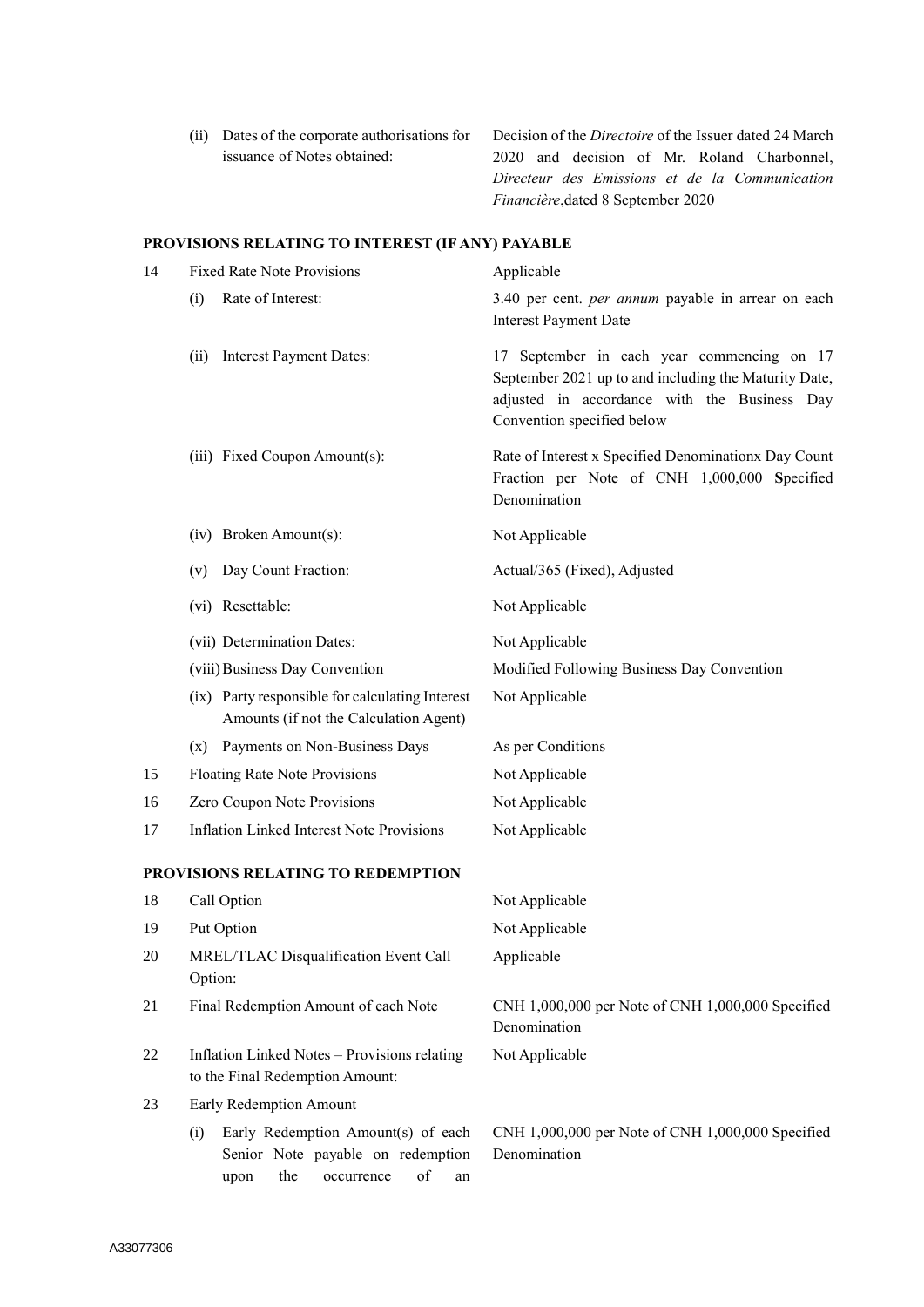| | | |
|---|---|---|
| | (ii) Dates of the corporate authorisations for issuance of Notes obtained: | Decision of the *Directoire* of the Issuer dated 24 March 2020 and decision of Mr. Roland Charbonnel, *Directeur des Emissions et de la Communication Financière*,dated 8 September 2020 |

**PROVISIONS RELATING TO INTEREST (IF ANY) PAYABLE**

| | | |
|---|---|---|
| 14 | Fixed Rate Note Provisions | Applicable |
| | (i) Rate of Interest: | 3.40 per cent. *per annum* payable in arrear on each Interest Payment Date |
| | (ii) Interest Payment Dates: | 17 September in each year commencing on 17 September 2021 up to and including the Maturity Date, adjusted in accordance with the Business Day Convention specified below |
| | (iii) Fixed Coupon Amount(s): | Rate of Interest x Specified Denominationx Day Count Fraction per Note of CNH 1,000,000 **S**pecified Denomination |
| | (iv) Broken Amount(s): | Not Applicable |
| | (v) Day Count Fraction: | Actual/365 (Fixed), Adjusted |
| | (vi) Resettable: | Not Applicable |
| | (vii) Determination Dates: | Not Applicable |
| | (viii) Business Day Convention | Modified Following Business Day Convention |
| | (ix) Party responsible for calculating Interest Amounts (if not the Calculation Agent) | Not Applicable |
| | (x) Payments on Non-Business Days | As per Conditions |
| 15 | Floating Rate Note Provisions | Not Applicable |
| 16 | Zero Coupon Note Provisions | Not Applicable |
| 17 | Inflation Linked Interest Note Provisions | Not Applicable |

**PROVISIONS RELATING TO REDEMPTION**

| | | |
|---|---|---|
| 18 | Call Option | Not Applicable |
| 19 | Put Option | Not Applicable |
| 20 | MREL/TLAC Disqualification Event Call Option: | Applicable |
| 21 | Final Redemption Amount of each Note | CNH 1,000,000 per Note of CNH 1,000,000 Specified Denomination |
| 22 | Inflation Linked Notes – Provisions relating to the Final Redemption Amount: | Not Applicable |
| 23 | Early Redemption Amount | |
| | (i) Early Redemption Amount(s) of each Senior Note payable on redemption upon the occurrence of an | CNH 1,000,000 per Note of CNH 1,000,000 Specified Denomination |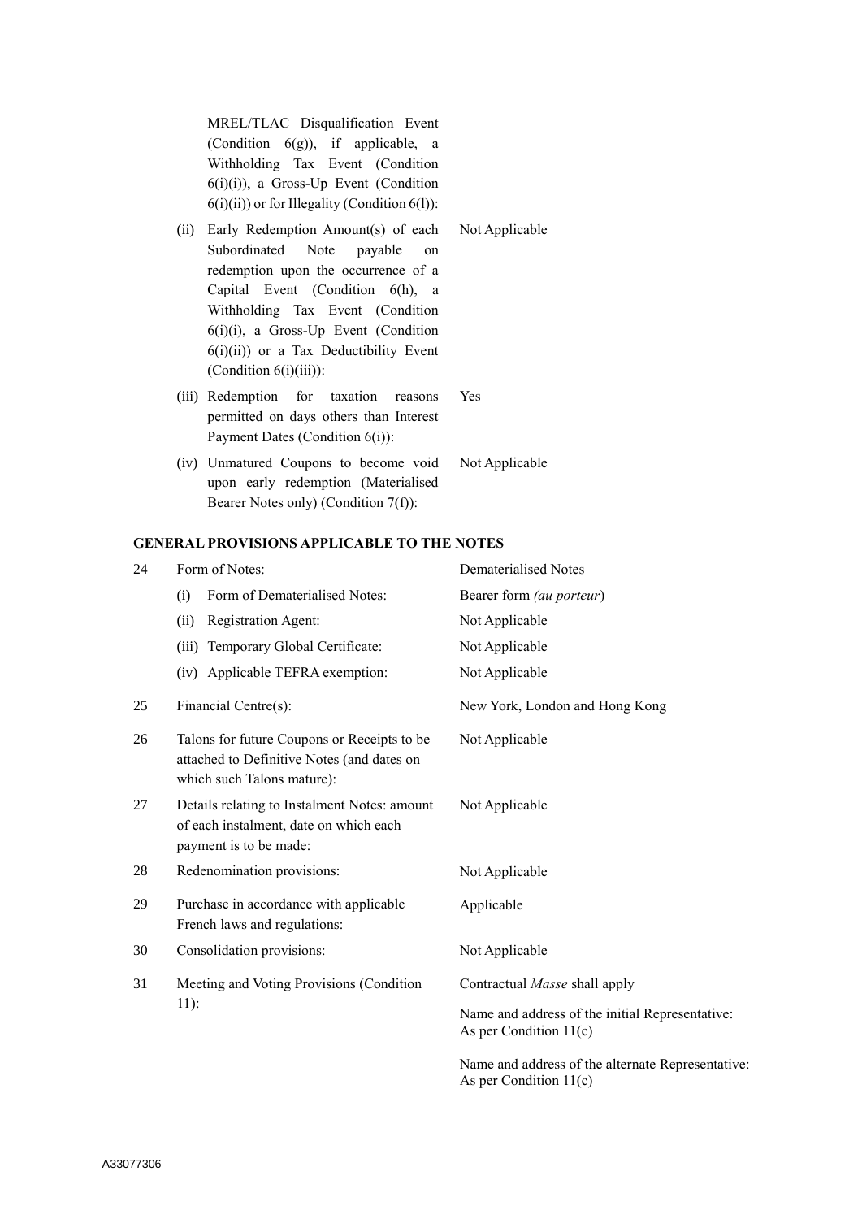| | | |
|---|---|---|
| | MREL/TLAC Disqualification Event (Condition 6(g)), if applicable, a Withholding Tax Event (Condition 6(i)(i)), a Gross-Up Event (Condition 6(i)(ii)) or for Illegality (Condition 6(l)): | |
| | (ii) Early Redemption Amount(s) of each Subordinated Note payable on redemption upon the occurrence of a Capital Event (Condition 6(h), a Withholding Tax Event (Condition 6(i)(i), a Gross-Up Event (Condition 6(i)(ii)) or a Tax Deductibility Event (Condition 6(i)(iii)): | Not Applicable |
| | (iii) Redemption for taxation reasons permitted on days others than Interest Payment Dates (Condition 6(i)): | Yes |
| | (iv) Unmatured Coupons to become void upon early redemption (Materialised Bearer Notes only) (Condition 7(f)): | Not Applicable |

**GENERAL PROVISIONS APPLICABLE TO THE NOTES**

| | | |
|---|---|---|
| 24 | Form of Notes: | Dematerialised Notes |
| | (i) Form of Dematerialised Notes: | Bearer form *(au porteur)* |
| | (ii) Registration Agent: | Not Applicable |
| | (iii) Temporary Global Certificate: | Not Applicable |
| | (iv) Applicable TEFRA exemption: | Not Applicable |
| 25 | Financial Centre(s): | New York, London and Hong Kong |
| 26 | Talons for future Coupons or Receipts to be attached to Definitive Notes (and dates on which such Talons mature): | Not Applicable |
| 27 | Details relating to Instalment Notes: amount of each instalment, date on which each payment is to be made: | Not Applicable |
| 28 | Redenomination provisions: | Not Applicable |
| 29 | Purchase in accordance with applicable French laws and regulations: | Applicable |
| 30 | Consolidation provisions: | Not Applicable |
| 31 | Meeting and Voting Provisions (Condition 11): | Contractual *Masse* shall apply<br><br>Name and address of the initial Representative: As per Condition 11(c)<br><br>Name and address of the alternate Representative: As per Condition 11(c) |

A33077306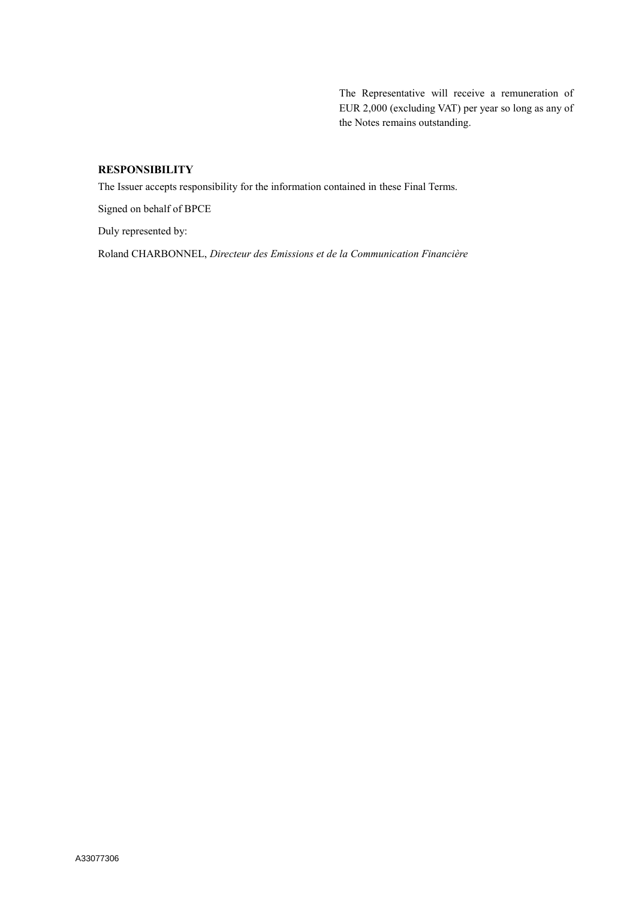The Representative will receive a remuneration of EUR 2,000 (excluding VAT) per year so long as any of the Notes remains outstanding.

**RESPONSIBILITY**

The Issuer accepts responsibility for the information contained in these Final Terms.

Signed on behalf of BPCE

Duly represented by:

Roland CHARBONNEL, *Directeur des Emissions et de la Communication Financière*

A33077306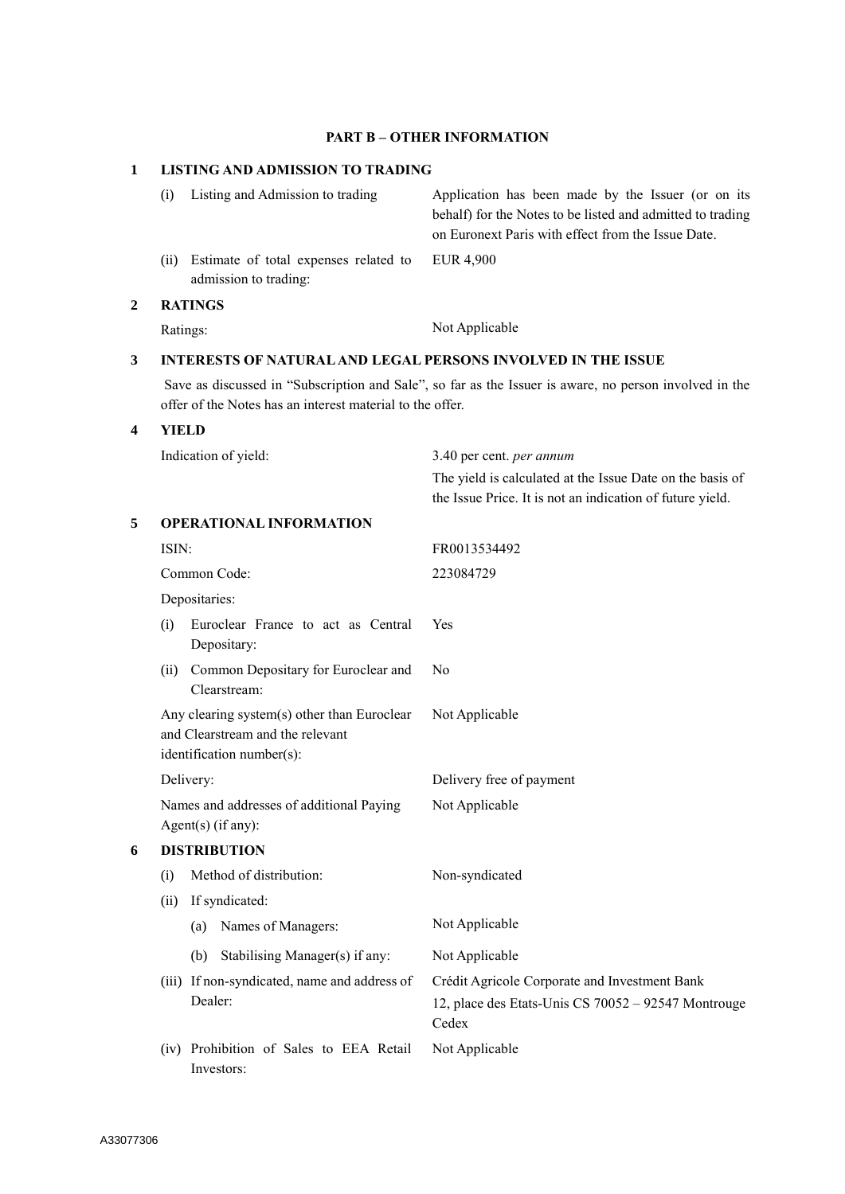## PART B – OTHER INFORMATION

### 1 LISTING AND ADMISSION TO TRADING

| | |
|---|---|
| (i) Listing and Admission to trading | Application has been made by the Issuer (or on its behalf) for the Notes to be listed and admitted to trading on Euronext Paris with effect from the Issue Date. |
| (ii) Estimate of total expenses related to admission to trading: | EUR 4,900 |

### 2 RATINGS

| | |
|---|---|
| Ratings: | Not Applicable |

### 3 INTERESTS OF NATURAL AND LEGAL PERSONS INVOLVED IN THE ISSUE

Save as discussed in "Subscription and Sale", so far as the Issuer is aware, no person involved in the offer of the Notes has an interest material to the offer.

### 4 YIELD

| | |
|---|---|
| Indication of yield: | 3.40 per cent. *per annum*<br>The yield is calculated at the Issue Date on the basis of the Issue Price. It is not an indication of future yield. |

### 5 OPERATIONAL INFORMATION

| | |
|---|---|
| ISIN: | FR0013534492 |
| Common Code: | 223084729 |
| Depositaries: | |
| (i) Euroclear France to act as Central Depositary: | Yes |
| (ii) Common Depositary for Euroclear and Clearstream: | No |
| Any clearing system(s) other than Euroclear and Clearstream and the relevant identification number(s): | Not Applicable |
| Delivery: | Delivery free of payment |
| Names and addresses of additional Paying Agent(s) (if any): | Not Applicable |

### 6 DISTRIBUTION

| | |
|---|---|
| (i) Method of distribution: | Non-syndicated |
| (ii) If syndicated: | |
| (a) Names of Managers: | Not Applicable |
| (b) Stabilising Manager(s) if any: | Not Applicable |
| (iii) If non-syndicated, name and address of Dealer: | Crédit Agricole Corporate and Investment Bank<br>12, place des Etats-Unis CS 70052 – 92547 Montrouge Cedex |
| (iv) Prohibition of Sales to EEA Retail Investors: | Not Applicable |

A33077306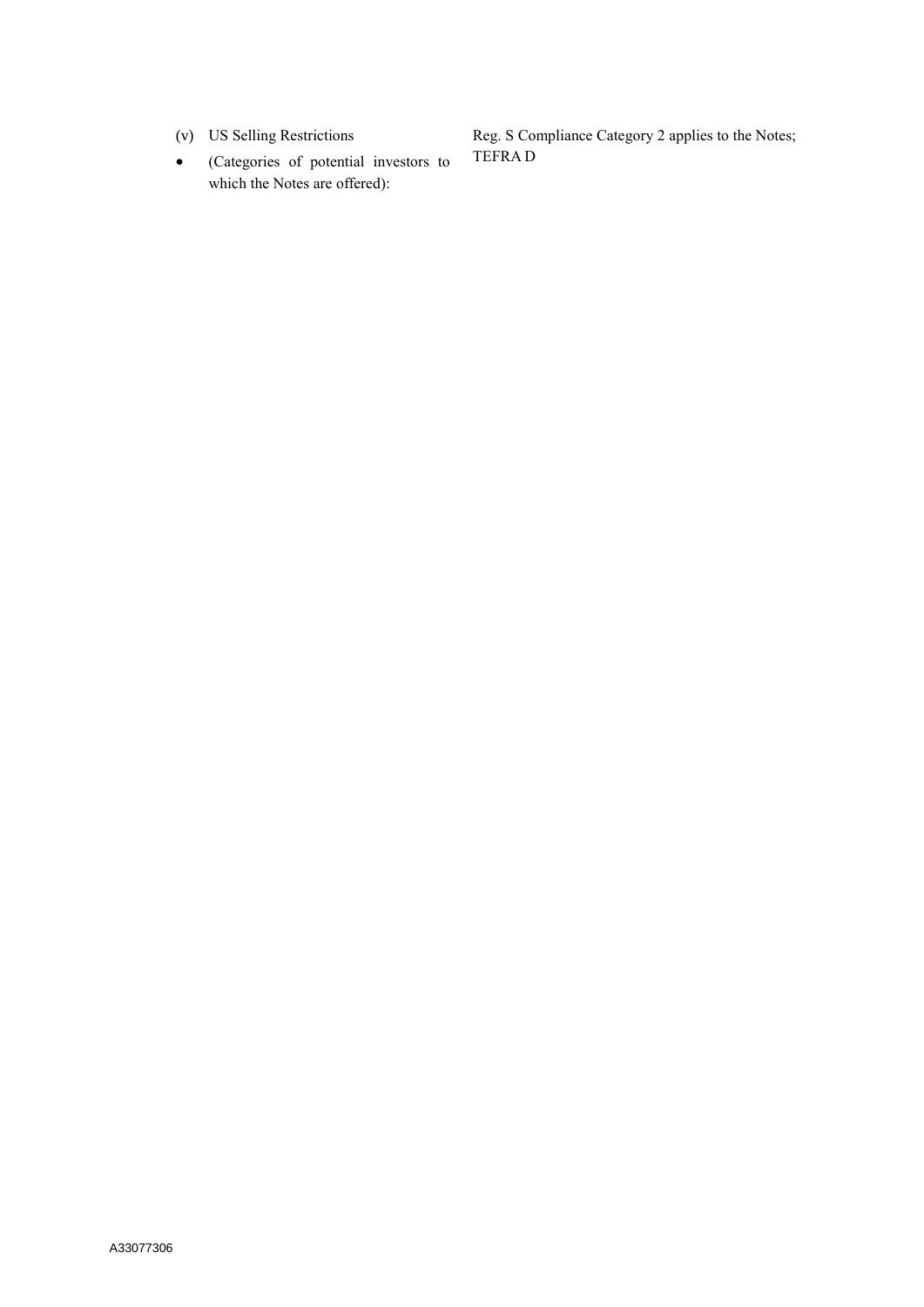| | |
|---|---|
| (v) US Selling Restrictions | Reg. S Compliance Category 2 applies to the Notes; TEFRA D |
| • (Categories of potential investors to which the Notes are offered): | |

A33077306